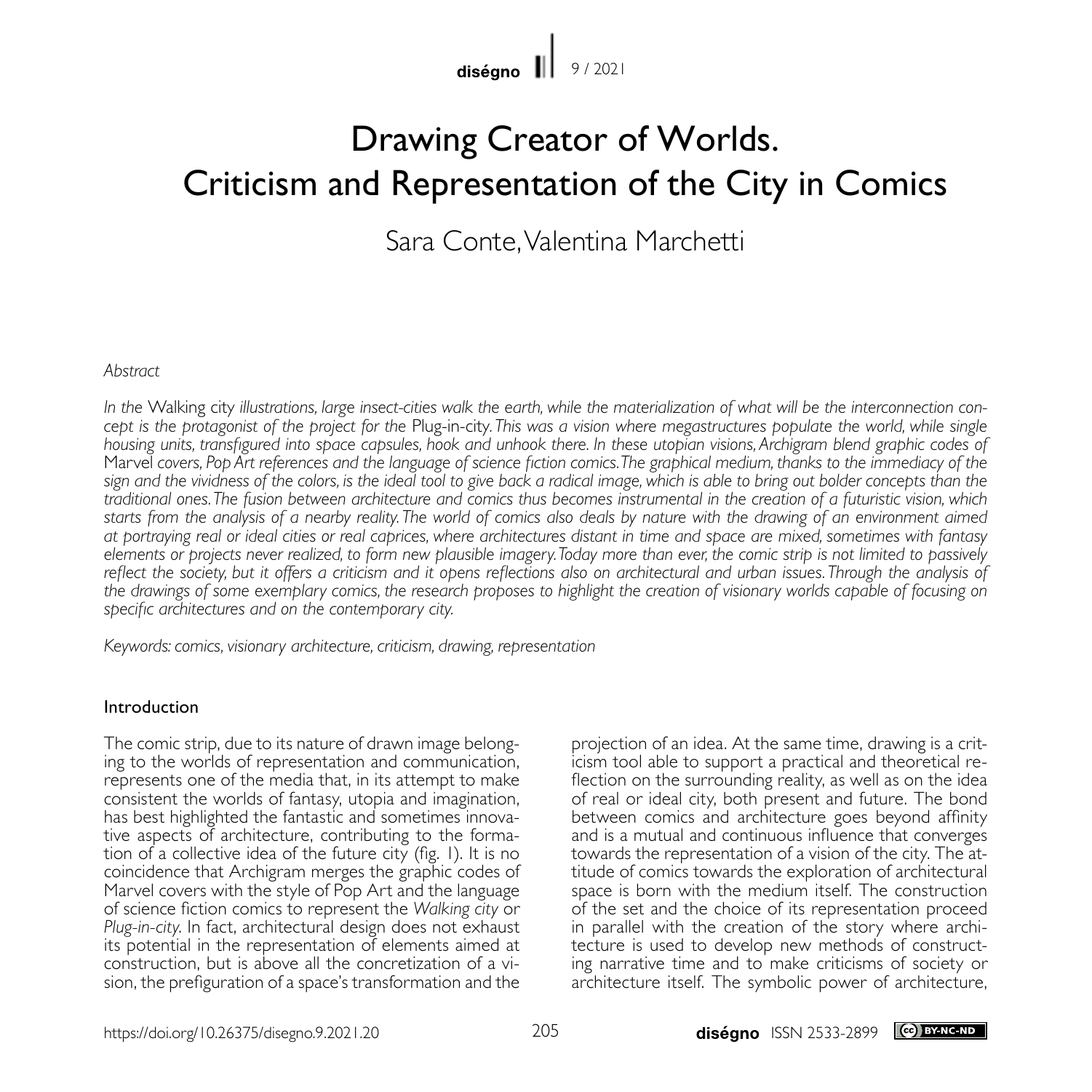# Drawing Creator of Worlds. Criticism and Representation of the City in Comics

Sara Conte, Valentina Marchetti

*Abstract*

*In the* Walking city *illustrations, large insect-cities walk the earth, while the materialization of what will be the interconnection concept is the protagonist of the project for the* Plug-in-city. *This was a vision where megastructures populate the world, while single housing units, transfigured into space capsules, hook and unhook there. In these utopian visions, Archigram blend graphic codes of* Marvel *covers, Pop Art references and the language of science fiction comics. The graphical medium, thanks to the immediacy of the sign and the vividness of the colors, is the ideal tool to give back a radical image, which is able to bring out bolder concepts than the traditional ones. The fusion between architecture and comics thus becomes instrumental in the creation of a futuristic vision, which starts from the analysis of a nearby reality. The world of comics also deals by nature with the drawing of an environment aimed at portraying real or ideal cities or real caprices, where architectures distant in time and space are mixed, sometimes with fantasy elements or projects never realized, to form new plausible imagery. Today more than ever, the comic strip is not limited to passively reflect the society, but it offers a criticism and it opens reflections also on architectural and urban issues. Through the analysis of the drawings of some exemplary comics, the research proposes to highlight the creation of visionary worlds capable of focusing on specific architectures and on the contemporary city.*

*Keywords: comics, visionary architecture, criticism, drawing, representation*

## Introduction

The comic strip, due to its nature of drawn image belonging to the worlds of representation and communication, represents one of the media that, in its attempt to make consistent the worlds of fantasy, utopia and imagination, has best highlighted the fantastic and sometimes innovative aspects of architecture, contributing to the formation of a collective idea of the future city (fig. 1). It is no coincidence that Archigram merges the graphic codes of Marvel covers with the style of Pop Art and the language of science fiction comics to represent the *Walking city* or *Plug-in-city*. In fact, architectural design does not exhaust its potential in the representation of elements aimed at construction, but is above all the concretization of a vision, the prefiguration of a space's transformation and the projection of an idea. At the same time, drawing is a criticism tool able to support a practical and theoretical reflection on the surrounding reality, as well as on the idea of real or ideal city, both present and future. The bond between comics and architecture goes beyond affinity and is a mutual and continuous influence that converges towards the representation of a vision of the city. The attitude of comics towards the exploration of architectural space is born with the medium itself. The construction of the set and the choice of its representation proceed in parallel with the creation of the story where architecture is used to develop new methods of constructing narrative time and to make criticisms of society or architecture itself. The symbolic power of architecture,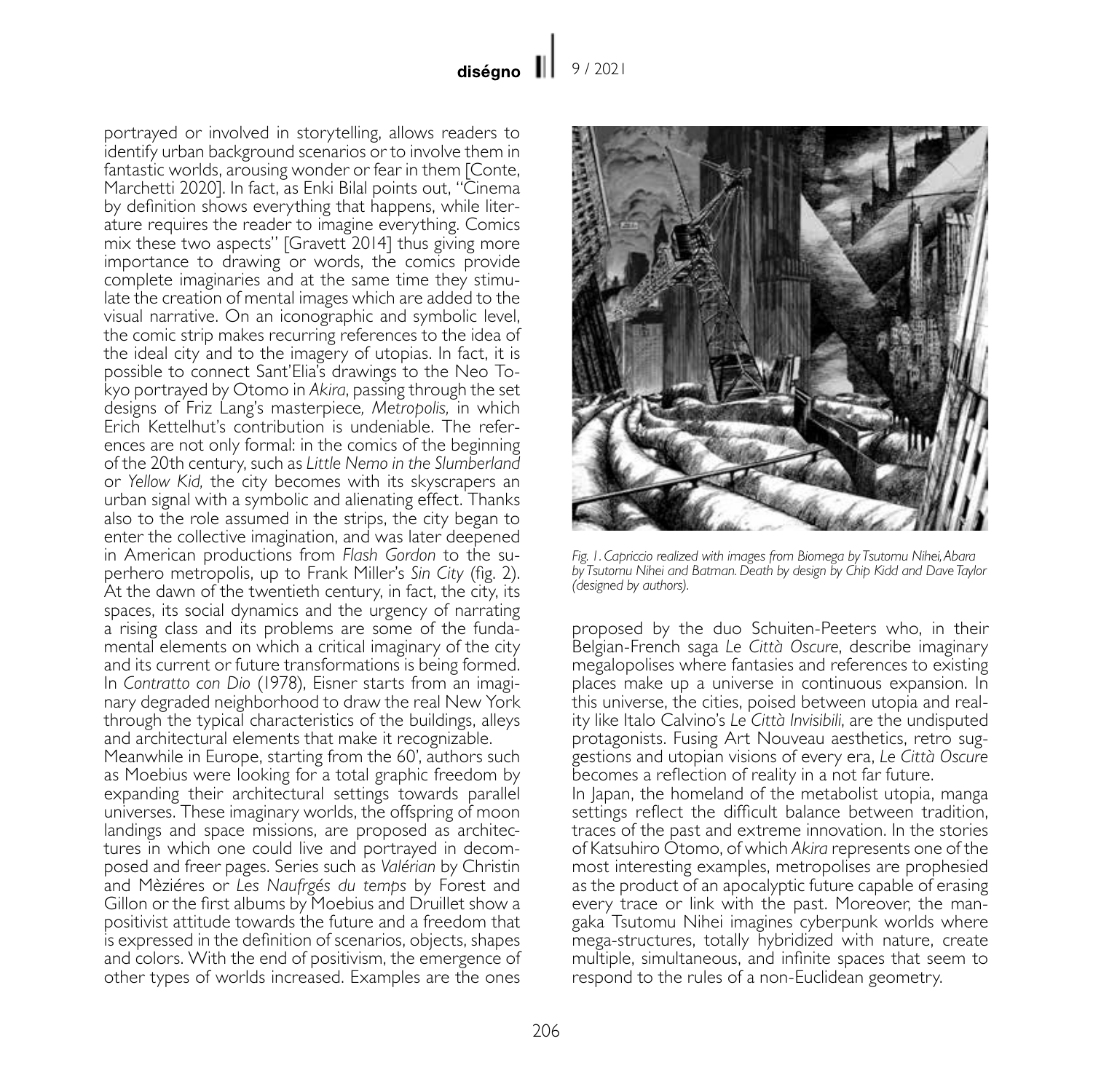portrayed or involved in storytelling, allows readers to identify urban background scenarios or to involve them in fantastic worlds, arousing wonder or fear in them [Conte, Marchetti 2020]. In fact, as Enki Bilal points out, "Cinema by definition shows everything that happens, while literature requires the reader to imagine everything. Comics mix these two aspects" [Gravett 2014] thus giving more importance to drawing or words, the comics provide complete imaginaries and at the same time they stimulate the creation of mental images which are added to the visual narrative. On an iconographic and symbolic level, the comic strip makes recurring references to the idea of the ideal city and to the imagery of utopias. In fact, it is possible to connect Sant'Elia's drawings to the Neo Tokyo portrayed by Otomo in *Akira*, passing through the set designs of Friz Lang's masterpiece*, Metropolis,* in which Erich Kettelhut's contribution is undeniable. The references are not only formal: in the comics of the beginning of the 20th century, such as *Little Nemo in the Slumberland* or *Yellow Kid,* the city becomes with its skyscrapers an urban signal with a symbolic and alienating effect. Thanks also to the role assumed in the strips, the city began to enter the collective imagination, and was later deepened in American productions from *Flash Gordon* to the superhero metropolis, up to Frank Miller's *Sin City* (fig. 2). At the dawn of the twentieth century, in fact, the city, its spaces, its social dynamics and the urgency of narrating a rising class and its problems are some of the fundamental elements on which a critical imaginary of the city and its current or future transformations is being formed. In *Contratto con Dio* (1978), Eisner starts from an imaginary degraded neighborhood to draw the real New York through the typical characteristics of the buildings, alleys and architectural elements that make it recognizable.

Meanwhile in Europe, starting from the 60', authors such as Moebius were looking for a total graphic freedom by expanding their architectural settings towards parallel universes. These imaginary worlds, the offspring of moon landings and space missions, are proposed as architectures in which one could live and portrayed in decomposed and freer pages. Series such as *Valérian* by Christin and Mèziéres or *Les Naufrgés du temps* by Forest and Gillon or the first albums by Moebius and Druillet show a positivist attitude towards the future and a freedom that is expressed in the definition of scenarios, objects, shapes and colors. With the end of positivism, the emergence of other types of worlds increased. Examples are the ones proposed by the duo Schuiten-Peeters who, in their Belgian-French saga *Le Città Oscure*, describe imaginary megalopolises where fantasies and references to existing places make up a universe in continuous expansion. In this universe, the cities, poised between utopia and reality like Italo Calvino's *Le Città Invisibili*, are the undisputed protagonists. Fusing Art Nouveau aesthetics, retro suggestions and utopian visions of every era, *Le Città Oscure* becomes a reflection of reality in a not far future.

In Japan, the homeland of the metabolist utopia, manga settings reflect the difficult balance between tradition, traces of the past and extreme innovation. In the stories of Katsuhiro Otomo, of which *Akira* represents one of the most interesting examples, metropolises are prophesied as the product of an apocalyptic future capable of erasing every trace or link with the past. Moreover, the mangaka Tsutomu Nihei imagines cyberpunk worlds where mega-structures, totally hybridized with nature, create multiple, simultaneous, and infinite spaces that seem to respond to the rules of a non-Euclidean geometry.

*Fig. 1. Capriccio realized with images from Biomega by Tsutomu Nihei, Abara by Tsutomu Nihei and Batman. Death by design by Chip Kidd and Dave Taylor (designed by authors).*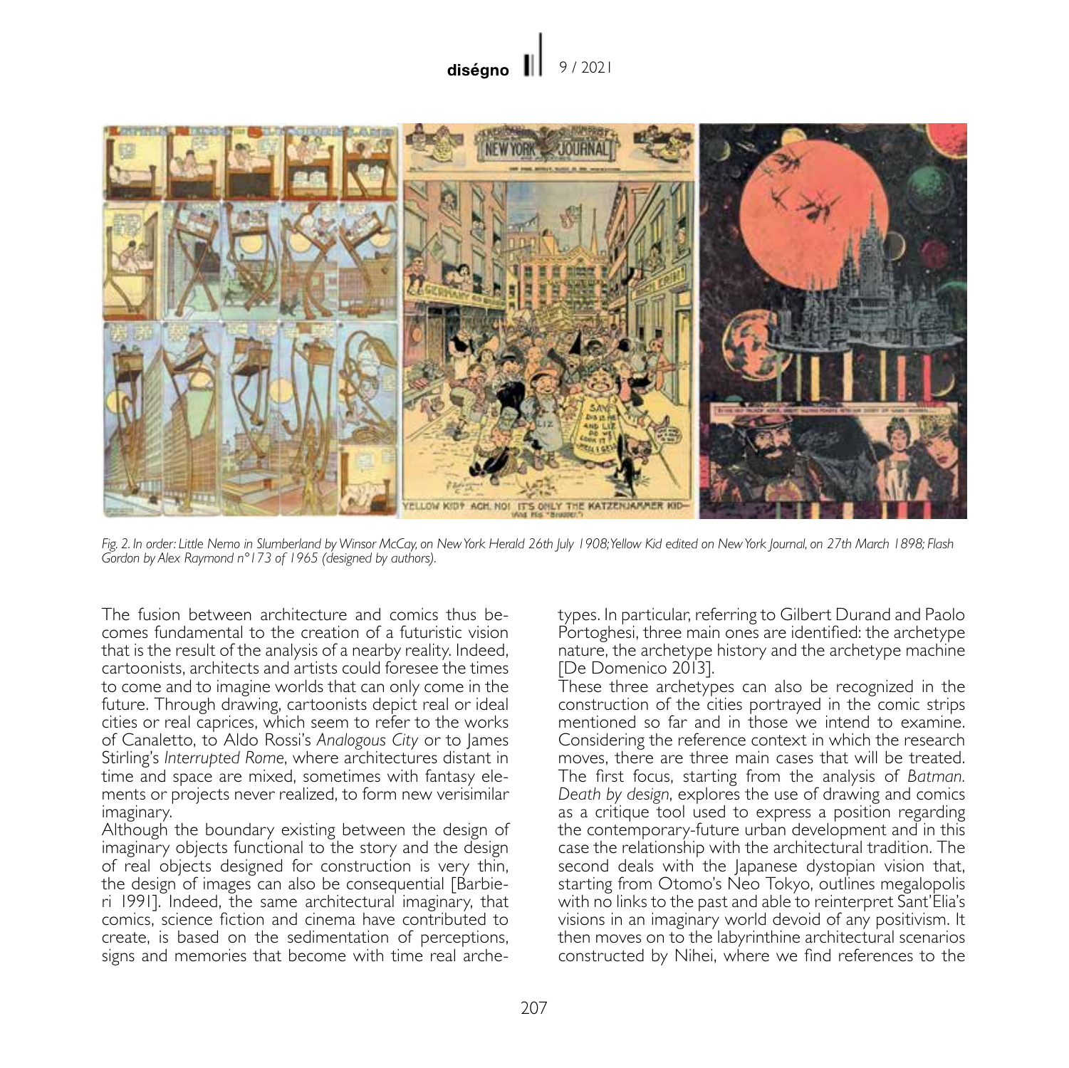*Fig. 2. In order: Little Nemo in Slumberland by Winsor McCay, on New York Herald 26th July 1908; Yellow Kid edited on New York Journal, on 27th March 1898; Flash Gordon by Alex Raymond n°173 of 1965 (designed by authors).*

The fusion between architecture and comics thus becomes fundamental to the creation of a futuristic vision that is the result of the analysis of a nearby reality. Indeed, cartoonists, architects and artists could foresee the times to come and to imagine worlds that can only come in the future. Through drawing, cartoonists depict real or ideal cities or real caprices, which seem to refer to the works of Canaletto, to Aldo Rossi's *Analogous City* or to James Stirling's *Interrupted Rome*, where architectures distant in time and space are mixed, sometimes with fantasy elements or projects never realized, to form new verisimilar imaginary.

Although the boundary existing between the design of imaginary objects functional to the story and the design of real objects designed for construction is very thin, the design of images can also be consequential [Barbieri 1991]. Indeed, the same architectural imaginary, that comics, science fiction and cinema have contributed to create, is based on the sedimentation of perceptions, signs and memories that become with time real archetypes. In particular, referring to Gilbert Durand and Paolo Portoghesi, three main ones are identified: the archetype nature, the archetype history and the archetype machine [De Domenico 2013].

These three archetypes can also be recognized in the construction of the cities portrayed in the comic strips mentioned so far and in those we intend to examine. Considering the reference context in which the research moves, there are three main cases that will be treated. The first focus, starting from the analysis of *Batman. Death by design*, explores the use of drawing and comics as a critique tool used to express a position regarding the contemporary-future urban development and in this case the relationship with the architectural tradition. The second deals with the Japanese dystopian vision that, starting from Otomo's Neo Tokyo, outlines megalopolis with no links to the past and able to reinterpret Sant'Elia's visions in an imaginary world devoid of any positivism. It then moves on to the labyrinthine architectural scenarios constructed by Nihei, where we find references to the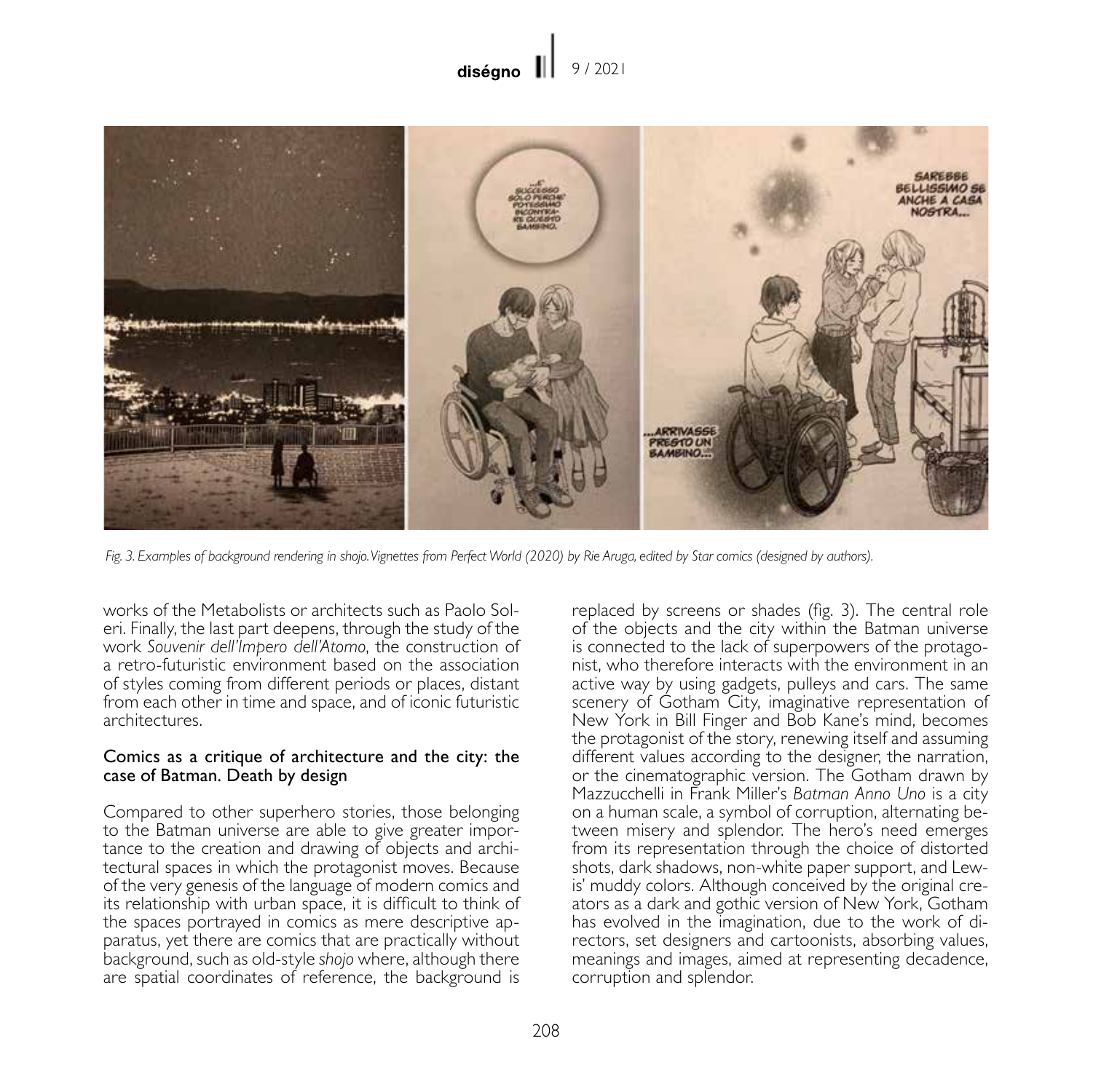*Fig. 3. Examples of background rendering in shojo. Vignettes from Perfect World (2020) by Rie Aruga, edited by Star comics (designed by authors).*

works of the Metabolists or architects such as Paolo Soleri. Finally, the last part deepens, through the study of the work *Souvenir dell'Impero dell'Atomo*, the construction of a retro-futuristic environment based on the association of styles coming from different periods or places, distant from each other in time and space, and of iconic futuristic architectures.

## Comics as a critique of architecture and the city: the case of Batman. Death by design

Compared to other superhero stories, those belonging to the Batman universe are able to give greater importance to the creation and drawing of objects and architectural spaces in which the protagonist moves. Because of the very genesis of the language of modern comics and its relationship with urban space, it is difficult to think of the spaces portrayed in comics as mere descriptive apparatus, yet there are comics that are practically without background, such as old-style *shojo* where, although there are spatial coordinates of reference, the background is replaced by screens or shades (fig. 3). The central role of the objects and the city within the Batman universe is connected to the lack of superpowers of the protagonist, who therefore interacts with the environment in an active way by using gadgets, pulleys and cars. The same scenery of Gotham City, imaginative representation of New York in Bill Finger and Bob Kane's mind, becomes the protagonist of the story, renewing itself and assuming different values according to the designer, the narration, or the cinematographic version. The Gotham drawn by Mazzucchelli in Frank Miller's *Batman Anno Uno* is a city on a human scale, a symbol of corruption, alternating between misery and splendor. The hero's need emerges from its representation through the choice of distorted shots, dark shadows, non-white paper support, and Lewis' muddy colors. Although conceived by the original creators as a dark and gothic version of New York, Gotham has evolved in the imagination, due to the work of directors, set designers and cartoonists, absorbing values, meanings and images, aimed at representing decadence, corruption and splendor.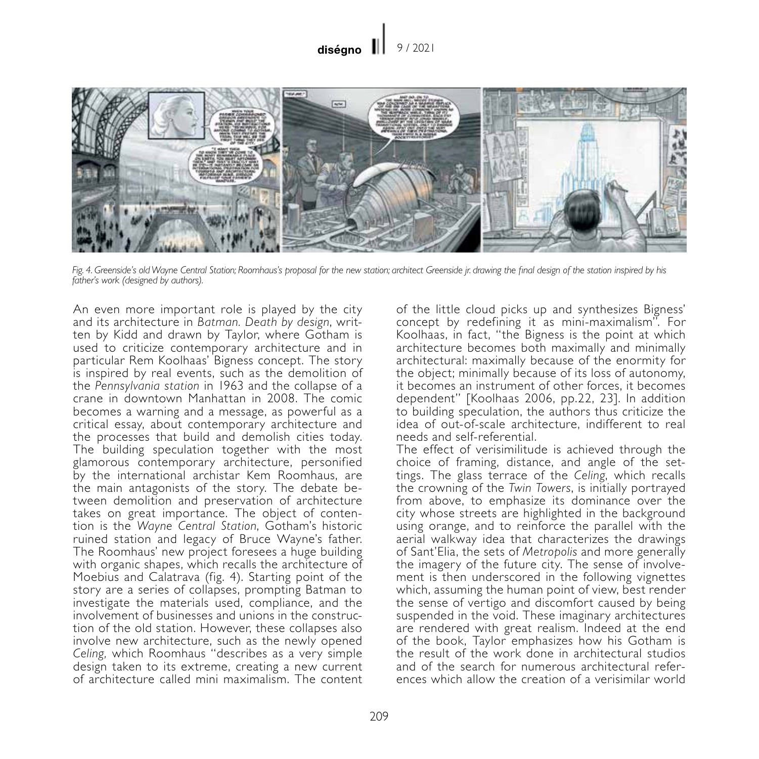*Fig. 4. Greenside's old Wayne Central Station; Roomhaus's proposal for the new station; architect Greenside jr. drawing the final design of the station inspired by his father's work (designed by authors).*

An even more important role is played by the city and its architecture in *Batman. Death by design*, written by Kidd and drawn by Taylor, where Gotham is used to criticize contemporary architecture and in particular Rem Koolhaas' Bigness concept. The story is inspired by real events, such as the demolition of the *Pennsylvania station* in 1963 and the collapse of a crane in downtown Manhattan in 2008. The comic becomes a warning and a message, as powerful as a critical essay, about contemporary architecture and the processes that build and demolish cities today. The building speculation together with the most glamorous contemporary architecture, personified by the international archistar Kem Roomhaus, are the main antagonists of the story. The debate between demolition and preservation of architecture takes on great importance. The object of contention is the *Wayne Central Station*, Gotham's historic ruined station and legacy of Bruce Wayne's father. The Roomhaus' new project foresees a huge building with organic shapes, which recalls the architecture of Moebius and Calatrava (fig. 4). Starting point of the story are a series of collapses, prompting Batman to investigate the materials used, compliance, and the involvement of businesses and unions in the construction of the old station. However, these collapses also involve new architecture, such as the newly opened *Celing*, which Roomhaus "describes as a very simple design taken to its extreme, creating a new current of architecture called mini maximalism. The content of the little cloud picks up and synthesizes Bigness' concept by redefining it as mini-maximalism". For Koolhaas, in fact, "the Bigness is the point at which architecture becomes both maximally and minimally architectural: maximally because of the enormity for the object; minimally because of its loss of autonomy, it becomes an instrument of other forces, it becomes dependent" [Koolhaas 2006, pp.22, 23]. In addition to building speculation, the authors thus criticize the idea of out-of-scale architecture, indifferent to real needs and self-referential.

The effect of verisimilitude is achieved through the choice of framing, distance, and angle of the settings. The glass terrace of the *Celing*, which recalls the crowning of the *Twin Towers*, is initially portrayed from above, to emphasize its dominance over the city whose streets are highlighted in the background using orange, and to reinforce the parallel with the aerial walkway idea that characterizes the drawings of Sant'Elia, the sets of *Metropolis* and more generally the imagery of the future city. The sense of involvement is then underscored in the following vignettes which, assuming the human point of view, best render the sense of vertigo and discomfort caused by being suspended in the void. These imaginary architectures are rendered with great realism. Indeed at the end of the book, Taylor emphasizes how his Gotham is the result of the work done in architectural studios and of the search for numerous architectural references which allow the creation of a verisimilar world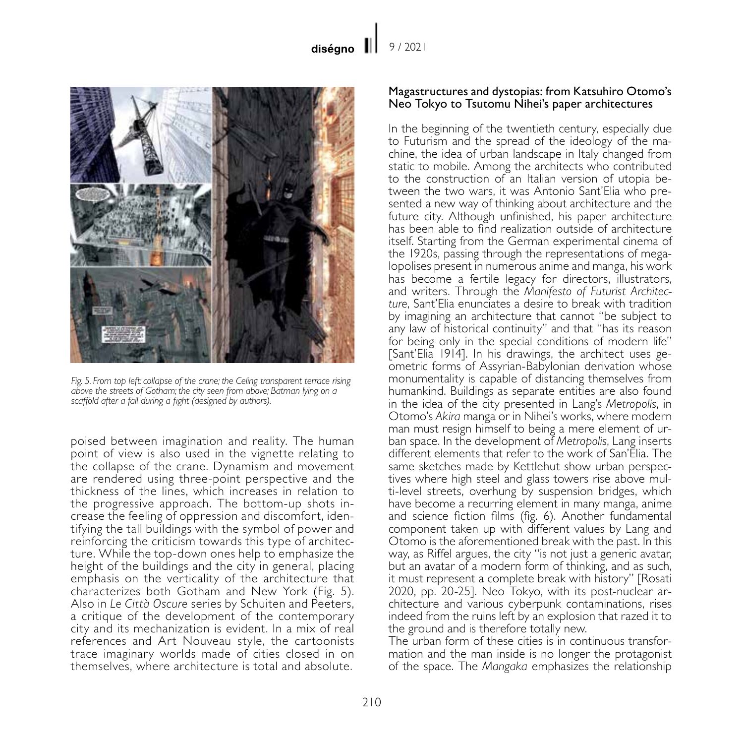*Fig. 5. From top left: collapse of the crane; the Celing transparent terrace rising above the streets of Gotham; the city seen from above; Batman lying on a scaffold after a fall during a fight (designed by authors).*

poised between imagination and reality. The human point of view is also used in the vignette relating to the collapse of the crane. Dynamism and movement are rendered using three-point perspective and the thickness of the lines, which increases in relation to the progressive approach. The bottom-up shots increase the feeling of oppression and discomfort, identifying the tall buildings with the symbol of power and reinforcing the criticism towards this type of architecture. While the top-down ones help to emphasize the height of the buildings and the city in general, placing emphasis on the verticality of the architecture that characterizes both Gotham and New York (Fig. 5). Also in *Le Città Oscure* series by Schuiten and Peeters, a critique of the development of the contemporary city and its mechanization is evident. In a mix of real references and Art Nouveau style, the cartoonists trace imaginary worlds made of cities closed in on themselves, where architecture is total and absolute.

## Magastructures and dystopias: from Katsuhiro Otomo's Neo Tokyo to Tsutomu Nihei's paper architectures

In the beginning of the twentieth century, especially due to Futurism and the spread of the ideology of the machine, the idea of urban landscape in Italy changed from static to mobile. Among the architects who contributed to the construction of an Italian version of utopia between the two wars, it was Antonio Sant'Elia who presented a new way of thinking about architecture and the future city. Although unfinished, his paper architecture has been able to find realization outside of architecture itself. Starting from the German experimental cinema of the 1920s, passing through the representations of megalopolises present in numerous anime and manga, his work has become a fertile legacy for directors, illustrators, and writers. Through the *Manifesto of Futurist Architecture*, Sant'Elia enunciates a desire to break with tradition by imagining an architecture that cannot "be subject to any law of historical continuity" and that "has its reason for being only in the special conditions of modern life" [Sant'Elia 1914]. In his drawings, the architect uses geometric forms of Assyrian-Babylonian derivation whose monumentality is capable of distancing themselves from humankind. Buildings as separate entities are also found in the idea of the city presented in Lang's *Metropolis*, in Otomo's *Akira* manga or in Nihei's works, where modern man must resign himself to being a mere element of urban space. In the development of *Metropolis*, Lang inserts different elements that refer to the work of San'Elia. The same sketches made by Kettlehut show urban perspectives where high steel and glass towers rise above multi-level streets, overhung by suspension bridges, which have become a recurring element in many manga, anime and science fiction films (fig. 6). Another fundamental component taken up with different values by Lang and Otomo is the aforementioned break with the past. In this way, as Riffel argues, the city "is not just a generic avatar, but an avatar of a modern form of thinking, and as such, it must represent a complete break with history" [Rosati 2020, pp. 20-25]. Neo Tokyo, with its post-nuclear architecture and various cyberpunk contaminations, rises indeed from the ruins left by an explosion that razed it to the ground and is therefore totally new.

The urban form of these cities is in continuous transformation and the man inside is no longer the protagonist of the space. The *Mangaka* emphasizes the relationship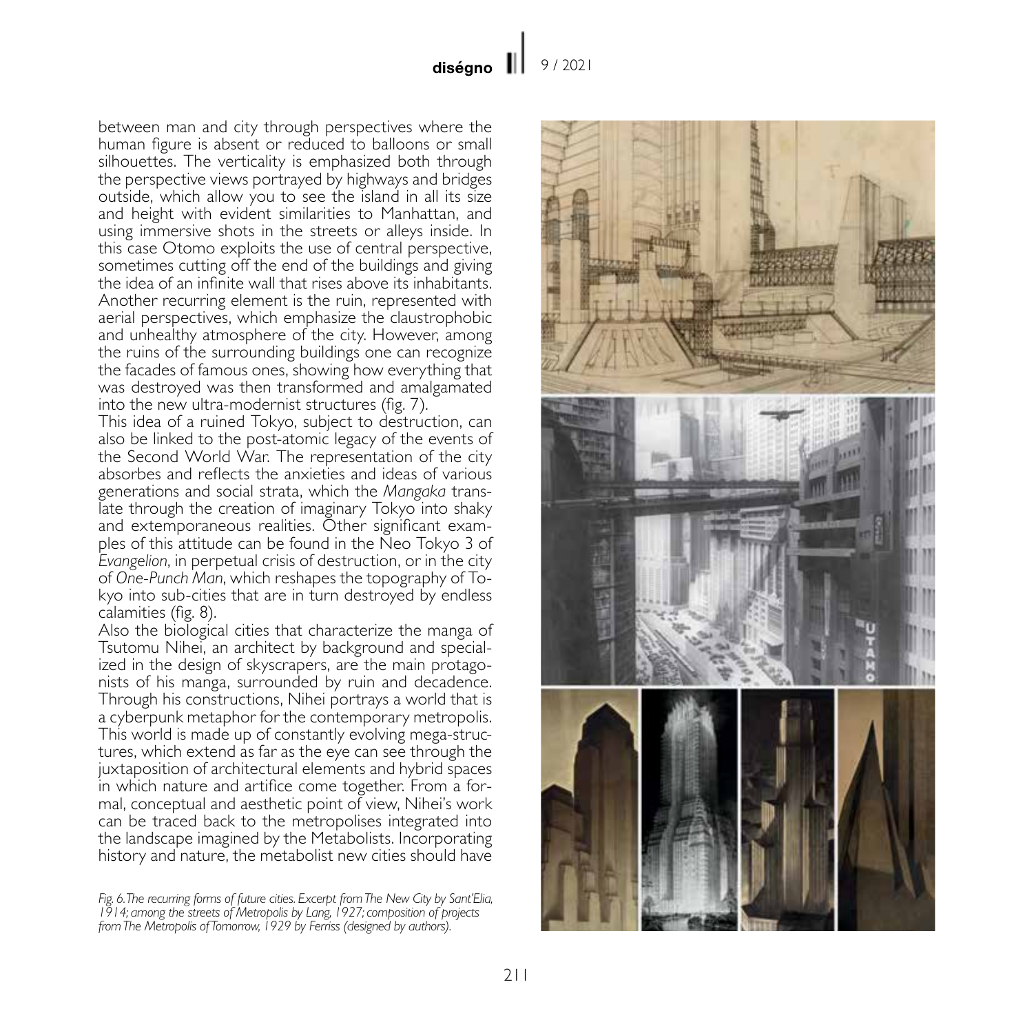between man and city through perspectives where the human figure is absent or reduced to balloons or small silhouettes. The verticality is emphasized both through the perspective views portrayed by highways and bridges outside, which allow you to see the island in all its size and height with evident similarities to Manhattan, and using immersive shots in the streets or alleys inside. In this case Otomo exploits the use of central perspective, sometimes cutting off the end of the buildings and giving the idea of an infinite wall that rises above its inhabitants. Another recurring element is the ruin, represented with aerial perspectives, which emphasize the claustrophobic and unhealthy atmosphere of the city. However, among the ruins of the surrounding buildings one can recognize the facades of famous ones, showing how everything that was destroyed was then transformed and amalgamated into the new ultra-modernist structures (fig. 7).

This idea of a ruined Tokyo, subject to destruction, can also be linked to the post-atomic legacy of the events of the Second World War. The representation of the city absorbes and reflects the anxieties and ideas of various generations and social strata, which the *Mangaka* translate through the creation of imaginary Tokyo into shaky and extemporaneous realities. Other significant examples of this attitude can be found in the Neo Tokyo 3 of *Evangelion*, in perpetual crisis of destruction, or in the city of *One-Punch Man*, which reshapes the topography of Tokyo into sub-cities that are in turn destroyed by endless calamities (fig. 8).

Also the biological cities that characterize the manga of Tsutomu Nihei, an architect by background and specialized in the design of skyscrapers, are the main protagonists of his manga, surrounded by ruin and decadence. Through his constructions, Nihei portrays a world that is a cyberpunk metaphor for the contemporary metropolis. This world is made up of constantly evolving mega-structures, which extend as far as the eye can see through the juxtaposition of architectural elements and hybrid spaces in which nature and artifice come together. From a formal, conceptual and aesthetic point of view, Nihei's work can be traced back to the metropolises integrated into the landscape imagined by the Metabolists. Incorporating history and nature, the metabolist new cities should have

*Fig. 6. The recurring forms of future cities. Excerpt from The New City by Sant'Elia, 1914; among the streets of Metropolis by Lang, 1927; composition of projects from The Metropolis of Tomorrow, 1929 by Ferriss (designed by authors).*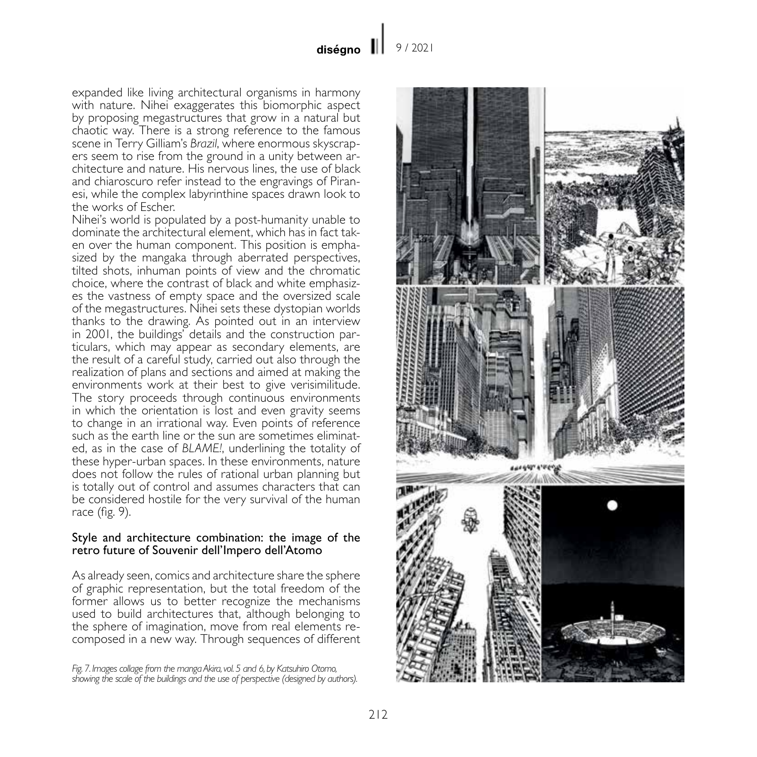expanded like living architectural organisms in harmony with nature. Nihei exaggerates this biomorphic aspect by proposing megastructures that grow in a natural but chaotic way. There is a strong reference to the famous scene in Terry Gilliam's *Brazil*, where enormous skyscrapers seem to rise from the ground in a unity between architecture and nature. His nervous lines, the use of black and chiaroscuro refer instead to the engravings of Piranesi, while the complex labyrinthine spaces drawn look to the works of Escher.

Nihei's world is populated by a post-humanity unable to dominate the architectural element, which has in fact taken over the human component. This position is emphasized by the mangaka through aberrated perspectives, tilted shots, inhuman points of view and the chromatic choice, where the contrast of black and white emphasizes the vastness of empty space and the oversized scale of the megastructures. Nihei sets these dystopian worlds thanks to the drawing. As pointed out in an interview in 2001, the buildings' details and the construction particulars, which may appear as secondary elements, are the result of a careful study, carried out also through the realization of plans and sections and aimed at making the environments work at their best to give verisimilitude. The story proceeds through continuous environments in which the orientation is lost and even gravity seems to change in an irrational way. Even points of reference such as the earth line or the sun are sometimes eliminated, as in the case of *BLAME!*, underlining the totality of these hyper-urban spaces. In these environments, nature does not follow the rules of rational urban planning but is totally out of control and assumes characters that can be considered hostile for the very survival of the human race (fig. 9).

## Style and architecture combination: the image of the retro future of Souvenir dell'Impero dell'Atomo

As already seen, comics and architecture share the sphere of graphic representation, but the total freedom of the former allows us to better recognize the mechanisms used to build architectures that, although belonging to the sphere of imagination, move from real elements recomposed in a new way. Through sequences of different

*Fig. 7. Images collage from the manga Akira, vol. 5 and 6, by Katsuhiro Otomo, showing the scale of the buildings and the use of perspective (designed by authors).*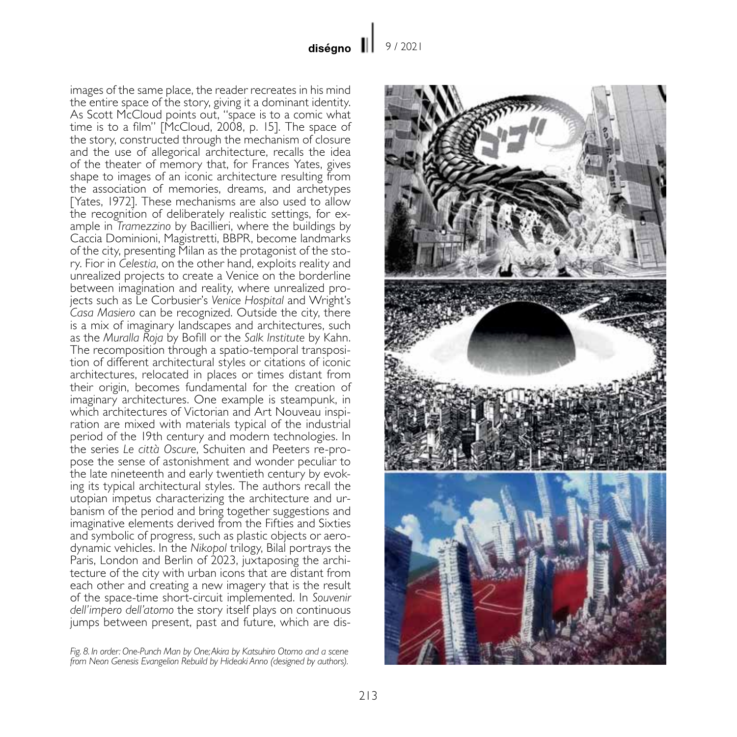images of the same place, the reader recreates in his mind the entire space of the story, giving it a dominant identity. As Scott McCloud points out, "space is to a comic what time is to a film" [McCloud, 2008, p. 15]. The space of the story, constructed through the mechanism of closure and the use of allegorical architecture, recalls the idea of the theater of memory that, for Frances Yates, gives shape to images of an iconic architecture resulting from the association of memories, dreams, and archetypes [Yates, 1972]. These mechanisms are also used to allow the recognition of deliberately realistic settings, for example in *Tramezzino* by Bacillieri, where the buildings by Caccia Dominioni, Magistretti, BBPR, become landmarks of the city, presenting Milan as the protagonist of the story. Fior in *Celestia*, on the other hand, exploits reality and unrealized projects to create a Venice on the borderline between imagination and reality, where unrealized projects such as Le Corbusier's *Venice Hospital* and Wright's *Casa Masiero* can be recognized. Outside the city, there is a mix of imaginary landscapes and architectures, such as the *Muralla Roja* by Bofill or the *Salk Institute* by Kahn. The recomposition through a spatio-temporal transposition of different architectural styles or citations of iconic architectures, relocated in places or times distant from their origin, becomes fundamental for the creation of imaginary architectures. One example is steampunk, in which architectures of Victorian and Art Nouveau inspiration are mixed with materials typical of the industrial period of the 19th century and modern technologies. In the series *Le città Oscure*, Schuiten and Peeters re-propose the sense of astonishment and wonder peculiar to the late nineteenth and early twentieth century by evoking its typical architectural styles. The authors recall the utopian impetus characterizing the architecture and urbanism of the period and bring together suggestions and imaginative elements derived from the Fifties and Sixties and symbolic of progress, such as plastic objects or aerodynamic vehicles. In the *Nikopol* trilogy, Bilal portrays the Paris, London and Berlin of 2023, juxtaposing the architecture of the city with urban icons that are distant from each other and creating a new imagery that is the result of the space-time short-circuit implemented. In *Souvenir dell'impero dell'atomo* the story itself plays on continuous jumps between present, past and future, which are dis-

*Fig. 8. In order: One-Punch Man by One; Akira by Katsuhiro Otomo and a scene from Neon Genesis Evangelion Rebuild by Hideaki Anno (designed by authors).*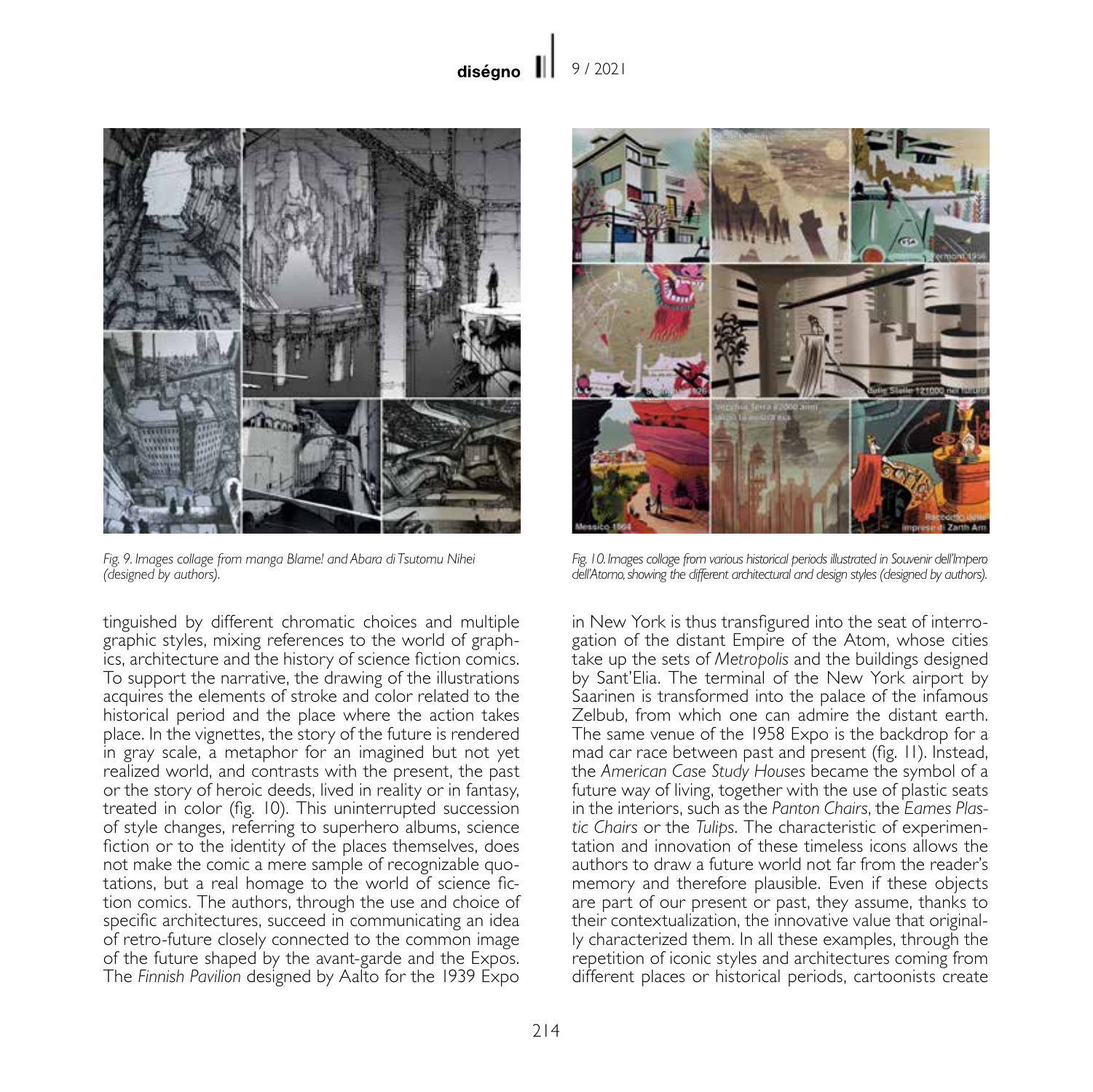Fig. 9. Images collage from manga Blame! and Abara di Tsutomu Nihei (designed by authors).

Fig. 10. Images collage from various historical periods illustrated in Souvenir dell'Impero dell'Atomo, showing the different architectural and design styles (designed by authors).

tinguished by different chromatic choices and multiple graphic styles, mixing references to the world of graphics, architecture and the history of science fiction comics. To support the narrative, the drawing of the illustrations acquires the elements of stroke and color related to the historical period and the place where the action takes place. In the vignettes, the story of the future is rendered in gray scale, a metaphor for an imagined but not yet realized world, and contrasts with the present, the past or the story of heroic deeds, lived in reality or in fantasy, treated in color (fig. 10). This uninterrupted succession of style changes, referring to superhero albums, science fiction or to the identity of the places themselves, does not make the comic a mere sample of recognizable quotations, but a real homage to the world of science fiction comics. The authors, through the use and choice of specific architectures, succeed in communicating an idea of retro-future closely connected to the common image of the future shaped by the avant-garde and the Expos. The *Finnish Pavilion* designed by Aalto for the 1939 Expo in New York is thus transfigured into the seat of interrogation of the distant Empire of the Atom, whose cities take up the sets of *Metropolis* and the buildings designed by Sant'Elia. The terminal of the New York airport by Saarinen is transformed into the palace of the infamous Zelbub, from which one can admire the distant earth. The same venue of the 1958 Expo is the backdrop for a mad car race between past and present (fig. 11). Instead, the *American Case Study Houses* became the symbol of a future way of living, together with the use of plastic seats in the interiors, such as the *Panton Chairs*, the *Eames Plastic Chairs* or the *Tulips*. The characteristic of experimentation and innovation of these timeless icons allows the authors to draw a future world not far from the reader's memory and therefore plausible. Even if these objects are part of our present or past, they assume, thanks to their contextualization, the innovative value that originally characterized them. In all these examples, through the repetition of iconic styles and architectures coming from different places or historical periods, cartoonists create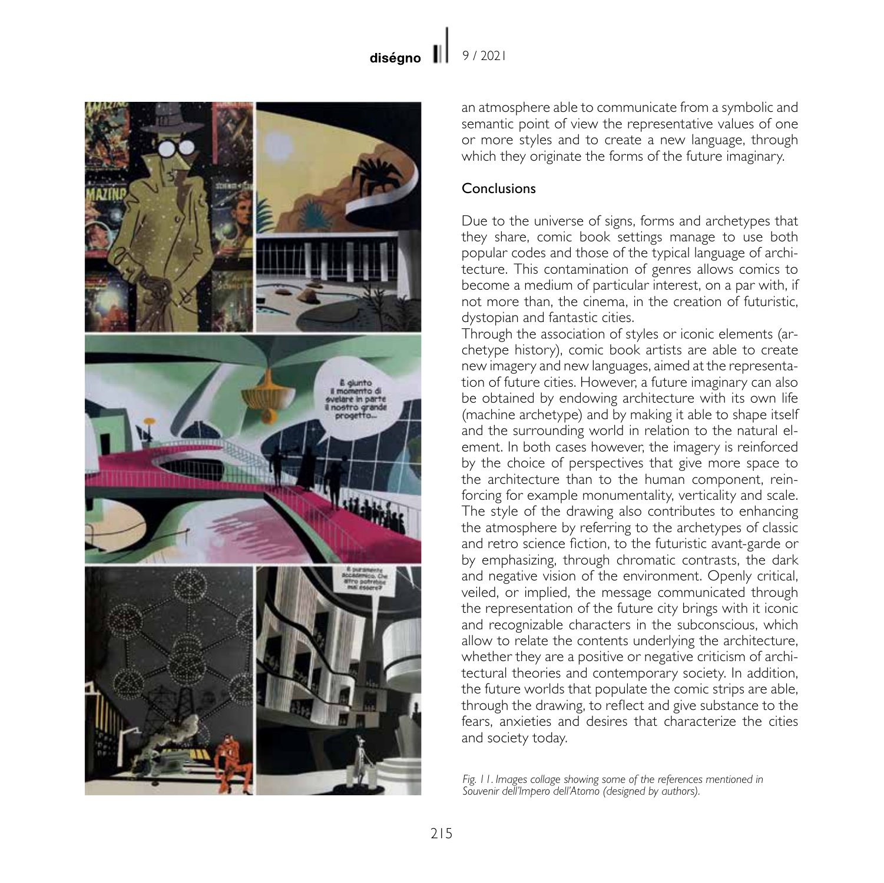an atmosphere able to communicate from a symbolic and semantic point of view the representative values of one or more styles and to create a new language, through which they originate the forms of the future imaginary.

## Conclusions

Due to the universe of signs, forms and archetypes that they share, comic book settings manage to use both popular codes and those of the typical language of architecture. This contamination of genres allows comics to become a medium of particular interest, on a par with, if not more than, the cinema, in the creation of futuristic, dystopian and fantastic cities.

Through the association of styles or iconic elements (archetype history), comic book artists are able to create new imagery and new languages, aimed at the representation of future cities. However, a future imaginary can also be obtained by endowing architecture with its own life (machine archetype) and by making it able to shape itself and the surrounding world in relation to the natural element. In both cases however, the imagery is reinforced by the choice of perspectives that give more space to the architecture than to the human component, reinforcing for example monumentality, verticality and scale. The style of the drawing also contributes to enhancing the atmosphere by referring to the archetypes of classic and retro science fiction, to the futuristic avant-garde or by emphasizing, through chromatic contrasts, the dark and negative vision of the environment. Openly critical, veiled, or implied, the message communicated through the representation of the future city brings with it iconic and recognizable characters in the subconscious, which allow to relate the contents underlying the architecture, whether they are a positive or negative criticism of architectural theories and contemporary society. In addition, the future worlds that populate the comic strips are able, through the drawing, to reflect and give substance to the fears, anxieties and desires that characterize the cities and society today.

*Fig. 11. Images collage showing some of the references mentioned in Souvenir dell'Impero dell'Atomo (designed by authors).*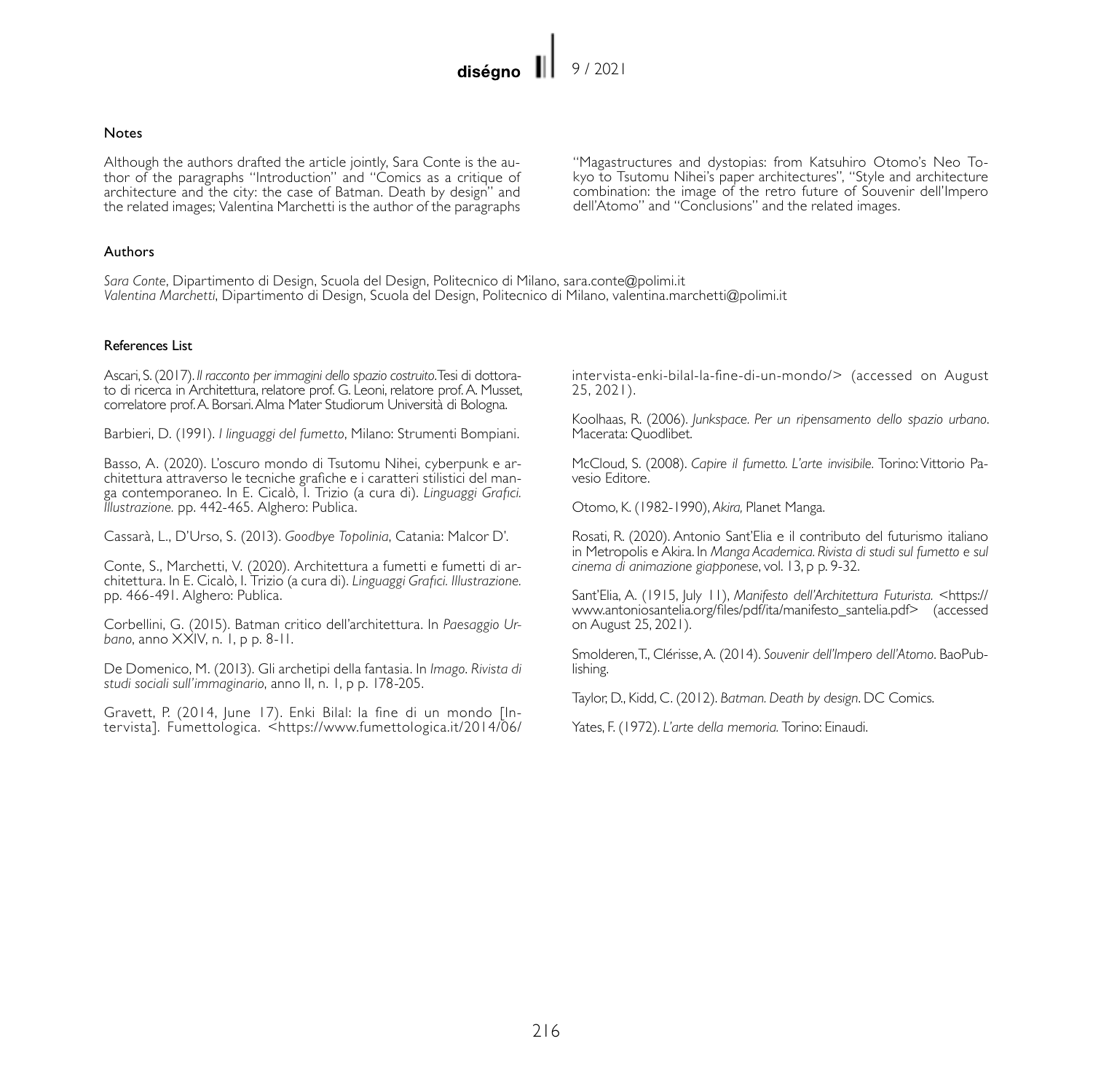## Notes

Although the authors drafted the article jointly, Sara Conte is the author of the paragraphs "Introduction" and "Comics as a critique of architecture and the city: the case of Batman. Death by design" and the related images; Valentina Marchetti is the author of the paragraphs "Magastructures and dystopias: from Katsuhiro Otomo's Neo Tokyo to Tsutomu Nihei's paper architectures", "Style and architecture combination: the image of the retro future of Souvenir dell'Impero dell'Atomo" and "Conclusions" and the related images.

## Authors

*Sara Conte*, Dipartimento di Design, Scuola del Design, Politecnico di Milano, sara.conte@polimi.it
*Valentina Marchetti*, Dipartimento di Design, Scuola del Design, Politecnico di Milano, valentina.marchetti@polimi.it

## References List

Ascari, S. (2017). *Il racconto per immagini dello spazio costruito*. Tesi di dottorato di ricerca in Architettura, relatore prof. G. Leoni, relatore prof. A. Musset, correlatore prof. A. Borsari. Alma Mater Studiorum Università di Bologna.

Barbieri, D. (1991). *I linguaggi del fumetto*, Milano: Strumenti Bompiani.

Basso, A. (2020). L'oscuro mondo di Tsutomu Nihei, cyberpunk e architettura attraverso le tecniche grafiche e i caratteri stilistici del manga contemporaneo. In E. Cicalò, I. Trizio (a cura di). *Linguaggi Grafici. Illustrazione.* pp. 442-465. Alghero: Publica.

Cassarà, L., D'Urso, S. (2013). *Goodbye Topolinia*, Catania: Malcor D'.

Conte, S., Marchetti, V. (2020). Architettura a fumetti e fumetti di architettura. In E. Cicalò, I. Trizio (a cura di). *Linguaggi Grafici. Illustrazione.* pp. 466-491. Alghero: Publica.

Corbellini, G. (2015). Batman critico dell'architettura. In *Paesaggio Urbano*, anno XXIV, n. 1, p p. 8-11.

De Domenico, M. (2013). Gli archetipi della fantasia. In *Imago. Rivista di studi sociali sull'immaginario*, anno II, n. 1, p p. 178-205.

Gravett, P. (2014, June 17). Enki Bilal: la fine di un mondo [Intervista]. Fumettologica. <https://www.fumettologica.it/2014/06/intervista-enki-bilal-la-fine-di-un-mondo/> (accessed on August 25, 2021).

Koolhaas, R. (2006). *Junkspace. Per un ripensamento dello spazio urbano*. Macerata: Quodlibet.

McCloud, S. (2008). *Capire il fumetto. L'arte invisibile.* Torino: Vittorio Pavesio Editore.

Otomo, K. (1982-1990), *Akira,* Planet Manga.

Rosati, R. (2020). Antonio Sant'Elia e il contributo del futurismo italiano in Metropolis e Akira. In *Manga Academica. Rivista di studi sul fumetto e sul cinema di animazione giapponese*, vol. 13, p p. 9-32.

Sant'Elia, A. (1915, July 11), *Manifesto dell'Architettura Futurista.* <https://www.antoniosantelia.org/files/pdf/ita/manifesto_santelia.pdf> (accessed on August 25, 2021).

Smolderen, T., Clérisse, A. (2014). *Souvenir dell'Impero dell'Atomo*. BaoPublishing.

Taylor, D., Kidd, C. (2012). *Batman. Death by design*. DC Comics.

Yates, F. (1972). *L'arte della memoria.* Torino: Einaudi.